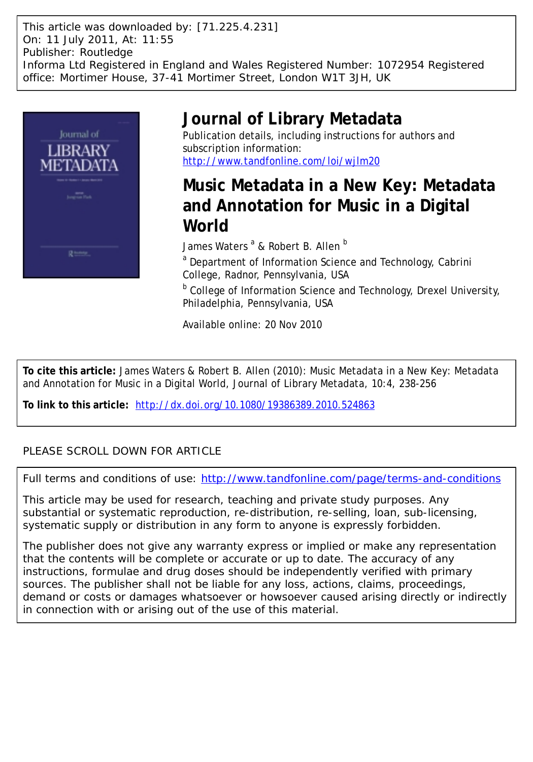This article was downloaded by: [71.225.4.231]
On: 11 July 2011, At: 11:55
Publisher: Routledge
Informa Ltd Registered in England and Wales Registered Number: 1072954 Registered office: Mortimer House, 37-41 Mortimer Street, London W1T 3JH, UK

# Journal of Library Metadata

Publication details, including instructions for authors and subscription information:
http://www.tandfonline.com/loi/wjlm20

# Music Metadata in a New Key: Metadata and Annotation for Music in a Digital World

James Waters [a] & Robert B. Allen [b]

[a] Department of Information Science and Technology, Cabrini College, Radnor, Pennsylvania, USA

[b] College of Information Science and Technology, Drexel University, Philadelphia, Pennsylvania, USA

Available online: 20 Nov 2010

**To cite this article:** James Waters & Robert B. Allen (2010): Music Metadata in a New Key: Metadata and Annotation for Music in a Digital World, Journal of Library Metadata, 10:4, 238-256

**To link to this article:** http://dx.doi.org/10.1080/19386389.2010.524863

PLEASE SCROLL DOWN FOR ARTICLE

Full terms and conditions of use: http://www.tandfonline.com/page/terms-and-conditions

This article may be used for research, teaching and private study purposes. Any substantial or systematic reproduction, re-distribution, re-selling, loan, sub-licensing, systematic supply or distribution in any form to anyone is expressly forbidden.

The publisher does not give any warranty express or implied or make any representation that the contents will be complete or accurate or up to date. The accuracy of any instructions, formulae and drug doses should be independently verified with primary sources. The publisher shall not be liable for any loss, actions, claims, proceedings, demand or costs or damages whatsoever or howsoever caused arising directly or indirectly in connection with or arising out of the use of this material.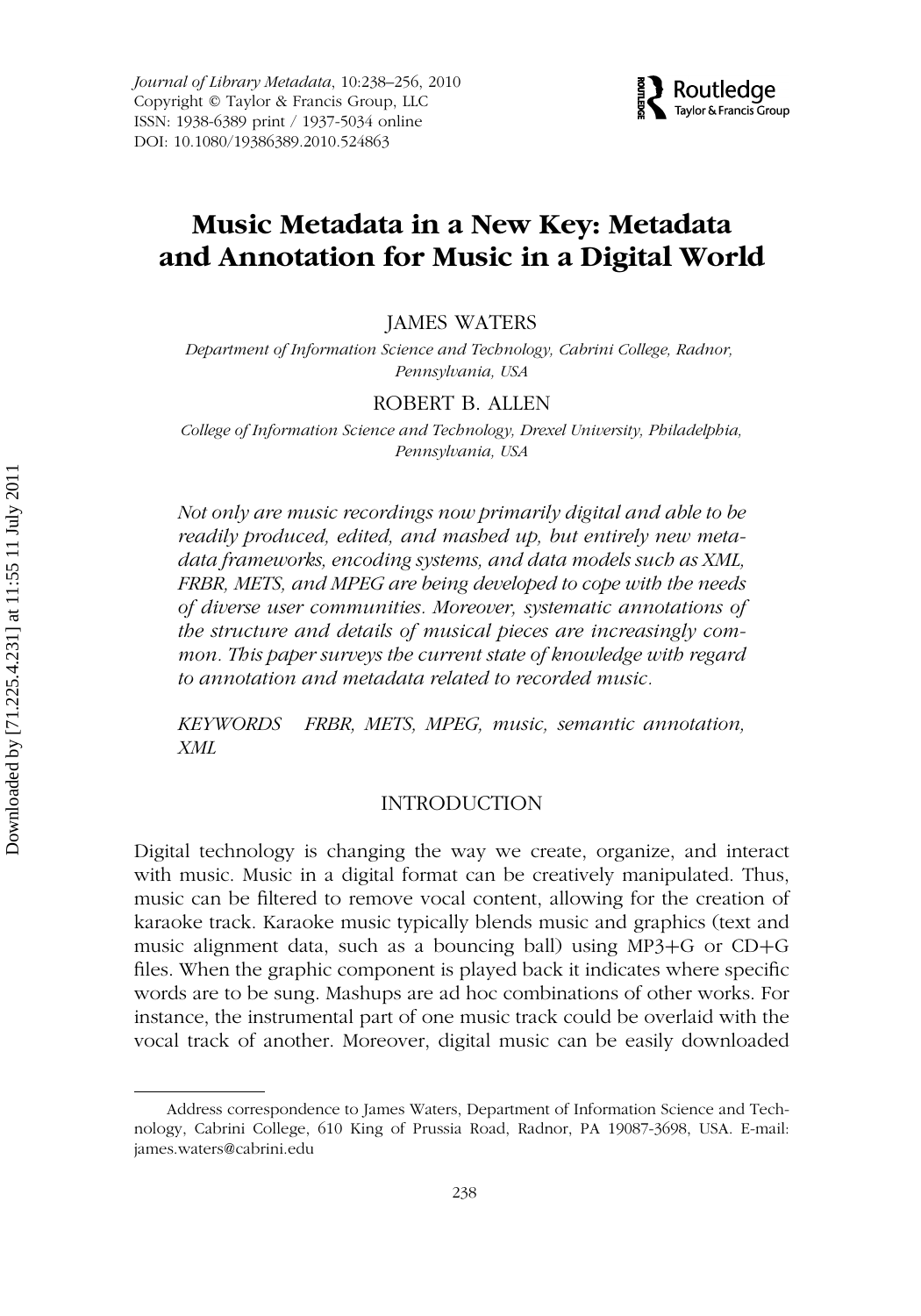# Music Metadata in a New Key: Metadata and Annotation for Music in a Digital World

JAMES WATERS

*Department of Information Science and Technology, Cabrini College, Radnor, Pennsylvania, USA*

ROBERT B. ALLEN

*College of Information Science and Technology, Drexel University, Philadelphia, Pennsylvania, USA*

*Not only are music recordings now primarily digital and able to be readily produced, edited, and mashed up, but entirely new metadata frameworks, encoding systems, and data models such as XML, FRBR, METS, and MPEG are being developed to cope with the needs of diverse user communities. Moreover, systematic annotations of the structure and details of musical pieces are increasingly common. This paper surveys the current state of knowledge with regard to annotation and metadata related to recorded music.*

*KEYWORDS* *FRBR, METS, MPEG, music, semantic annotation, XML*

## INTRODUCTION

Digital technology is changing the way we create, organize, and interact with music. Music in a digital format can be creatively manipulated. Thus, music can be filtered to remove vocal content, allowing for the creation of karaoke track. Karaoke music typically blends music and graphics (text and music alignment data, such as a bouncing ball) using MP3+G or CD+G files. When the graphic component is played back it indicates where specific words are to be sung. Mashups are ad hoc combinations of other works. For instance, the instrumental part of one music track could be overlaid with the vocal track of another. Moreover, digital music can be easily downloaded

Address correspondence to James Waters, Department of Information Science and Technology, Cabrini College, 610 King of Prussia Road, Radnor, PA 19087-3698, USA. E-mail: james.waters@cabrini.edu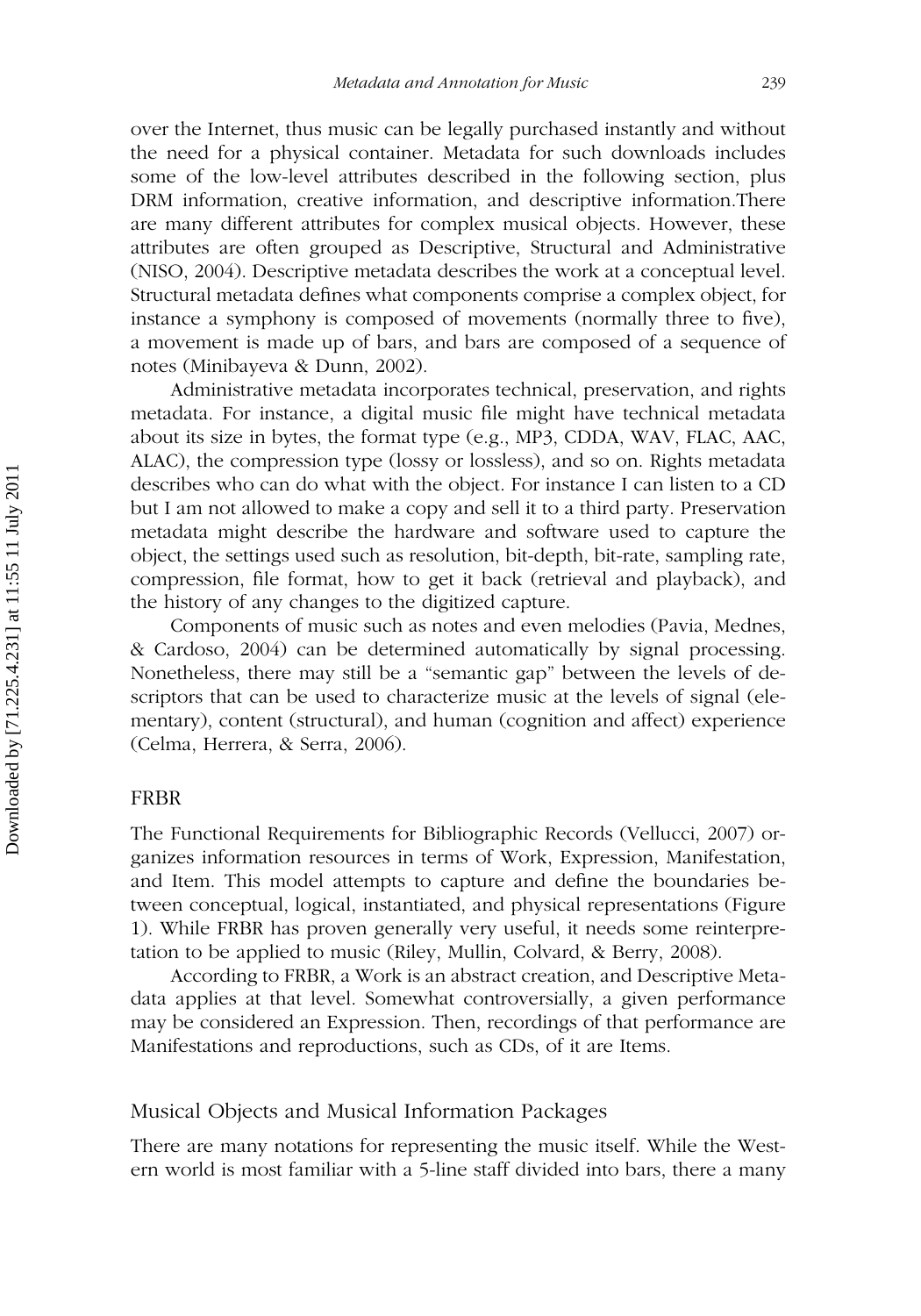over the Internet, thus music can be legally purchased instantly and without the need for a physical container. Metadata for such downloads includes some of the low-level attributes described in the following section, plus DRM information, creative information, and descriptive information.There are many different attributes for complex musical objects. However, these attributes are often grouped as Descriptive, Structural and Administrative (NISO, 2004). Descriptive metadata describes the work at a conceptual level. Structural metadata defines what components comprise a complex object, for instance a symphony is composed of movements (normally three to five), a movement is made up of bars, and bars are composed of a sequence of notes (Minibayeva & Dunn, 2002).

Administrative metadata incorporates technical, preservation, and rights metadata. For instance, a digital music file might have technical metadata about its size in bytes, the format type (e.g., MP3, CDDA, WAV, FLAC, AAC, ALAC), the compression type (lossy or lossless), and so on. Rights metadata describes who can do what with the object. For instance I can listen to a CD but I am not allowed to make a copy and sell it to a third party. Preservation metadata might describe the hardware and software used to capture the object, the settings used such as resolution, bit-depth, bit-rate, sampling rate, compression, file format, how to get it back (retrieval and playback), and the history of any changes to the digitized capture.

Components of music such as notes and even melodies (Pavia, Mednes, & Cardoso, 2004) can be determined automatically by signal processing. Nonetheless, there may still be a "semantic gap" between the levels of descriptors that can be used to characterize music at the levels of signal (elementary), content (structural), and human (cognition and affect) experience (Celma, Herrera, & Serra, 2006).

## FRBR

The Functional Requirements for Bibliographic Records (Vellucci, 2007) organizes information resources in terms of Work, Expression, Manifestation, and Item. This model attempts to capture and define the boundaries between conceptual, logical, instantiated, and physical representations (Figure 1). While FRBR has proven generally very useful, it needs some reinterpretation to be applied to music (Riley, Mullin, Colvard, & Berry, 2008).

According to FRBR, a Work is an abstract creation, and Descriptive Metadata applies at that level. Somewhat controversially, a given performance may be considered an Expression. Then, recordings of that performance are Manifestations and reproductions, such as CDs, of it are Items.

## Musical Objects and Musical Information Packages

There are many notations for representing the music itself. While the Western world is most familiar with a 5-line staff divided into bars, there a many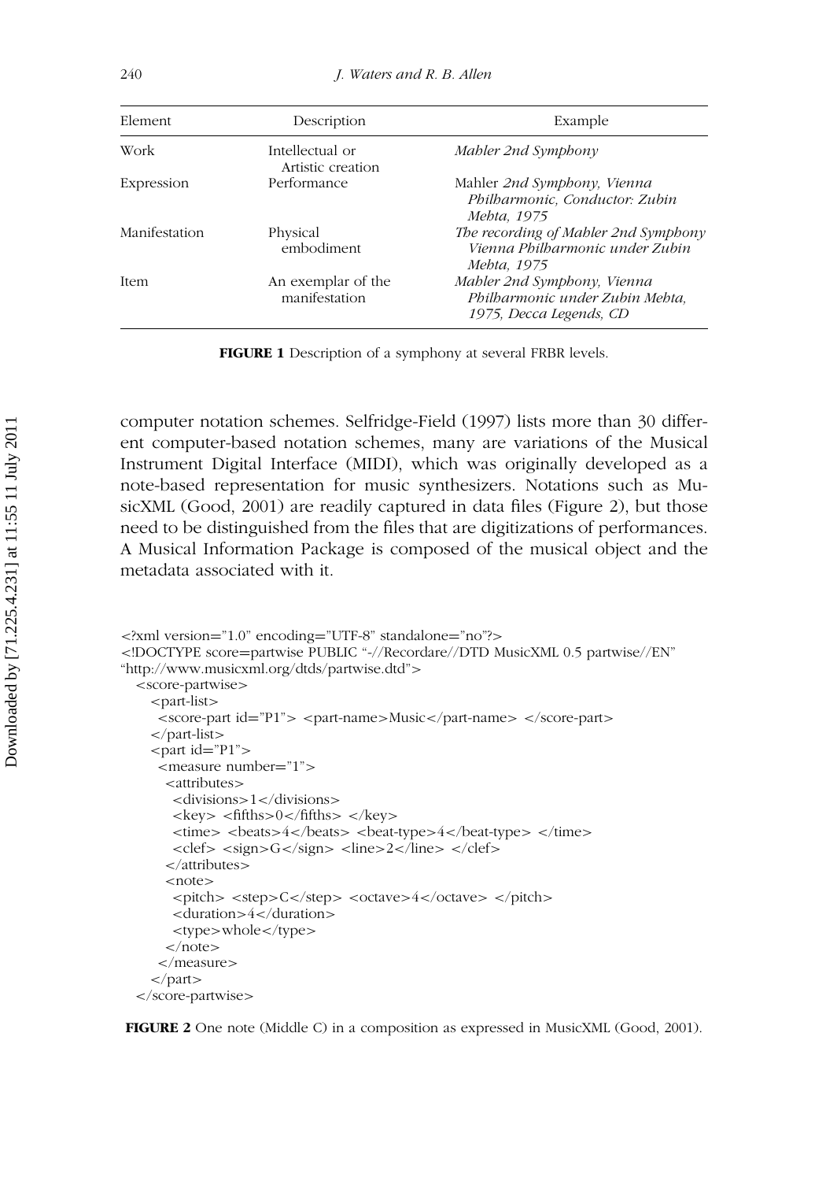| Element | Description | Example |
|---|---|---|
| Work | Intellectual or Artistic creation | *Mahler 2nd Symphony* |
| Expression | Performance | Mahler *2nd Symphony, Vienna Philharmonic, Conductor: Zubin Mehta, 1975* |
| Manifestation | Physical embodiment | *The recording of Mahler 2nd Symphony Vienna Philharmonic under Zubin Mehta, 1975* |
| Item | An exemplar of the manifestation | *Mahler 2nd Symphony, Vienna Philharmonic under Zubin Mehta, 1975, Decca Legends, CD* |

**FIGURE 1** Description of a symphony at several FRBR levels.

computer notation schemes. Selfridge-Field (1997) lists more than 30 different computer-based notation schemes, many are variations of the Musical Instrument Digital Interface (MIDI), which was originally developed as a note-based representation for music synthesizers. Notations such as MusicXML (Good, 2001) are readily captured in data files (Figure 2), but those need to be distinguished from the files that are digitizations of performances. A Musical Information Package is composed of the musical object and the metadata associated with it.

```
<?xml version="1.0" encoding="UTF-8" standalone="no"?>
<!DOCTYPE score=partwise PUBLIC "-//Recordare//DTD MusicXML 0.5 partwise//EN"
"http://www.musicxml.org/dtds/partwise.dtd">
  <score-partwise>
    <part-list>
     <score-part id="P1"> <part-name>Music</part-name> </score-part>
    </part-list>
    <part id="P1">
     <measure number="1">
      <attributes>
       <divisions>1</divisions>
       <key> <fifths>0</fifths> </key>
       <time> <beats>4</beats> <beat-type>4</beat-type> </time>
       <clef> <sign>G</sign> <line>2</line> </clef>
      </attributes>
      <note>
       <pitch> <step>C</step> <octave>4</octave> </pitch>
       <duration>4</duration>
       <type>whole</type>
      </note>
     </measure>
    </part>
  </score-partwise>
```

**FIGURE 2** One note (Middle C) in a composition as expressed in MusicXML (Good, 2001).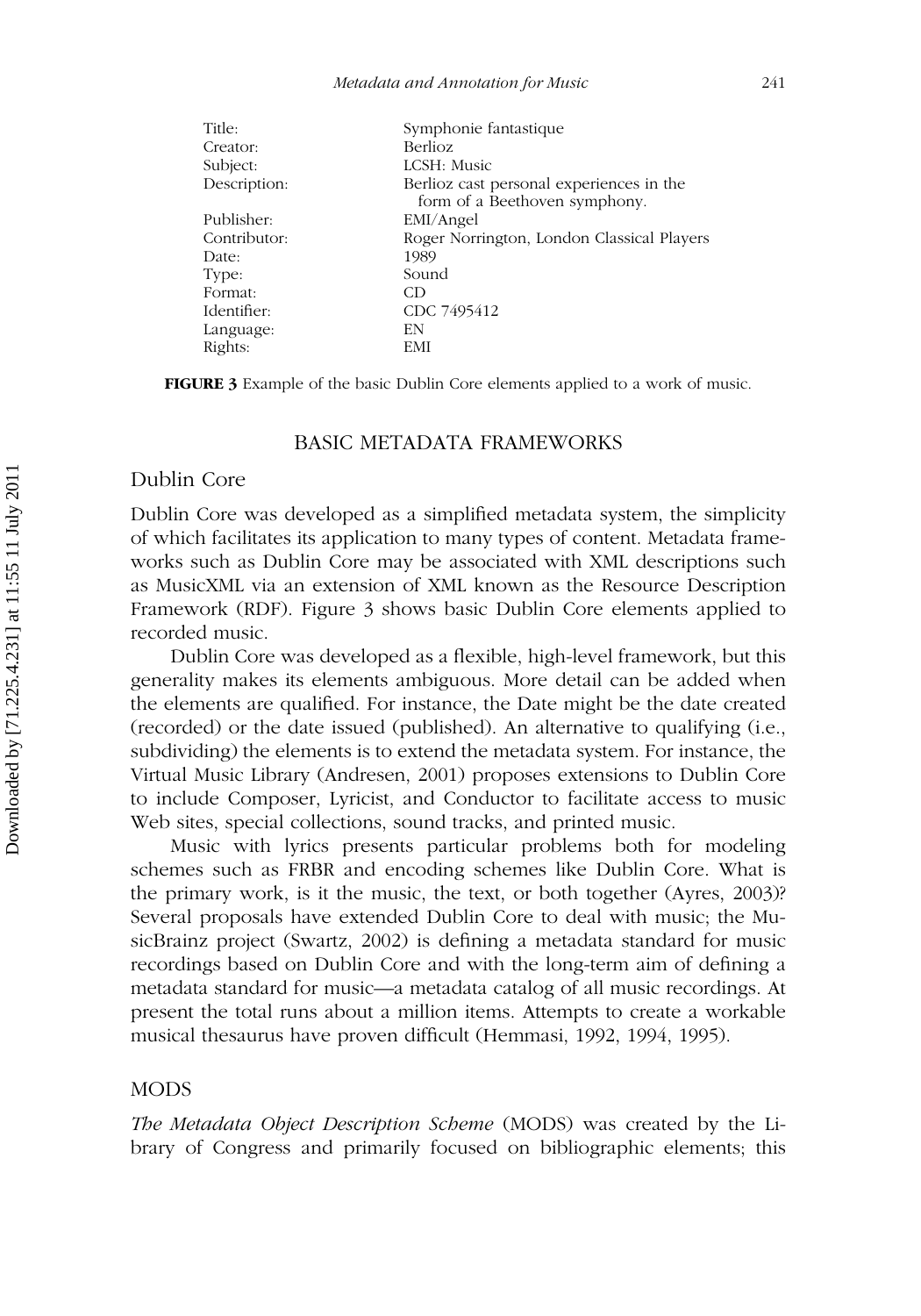| | |
|---|---|
| Title: | Symphonie fantastique |
| Creator: | Berlioz |
| Subject: | LCSH: Music |
| Description: | Berlioz cast personal experiences in the form of a Beethoven symphony. |
| Publisher: | EMI/Angel |
| Contributor: | Roger Norrington, London Classical Players |
| Date: | 1989 |
| Type: | Sound |
| Format: | CD |
| Identifier: | CDC 7495412 |
| Language: | EN |
| Rights: | EMI |

**FIGURE 3** Example of the basic Dublin Core elements applied to a work of music.

## BASIC METADATA FRAMEWORKS

### Dublin Core

Dublin Core was developed as a simplified metadata system, the simplicity of which facilitates its application to many types of content. Metadata frameworks such as Dublin Core may be associated with XML descriptions such as MusicXML via an extension of XML known as the Resource Description Framework (RDF). Figure 3 shows basic Dublin Core elements applied to recorded music.

Dublin Core was developed as a flexible, high-level framework, but this generality makes its elements ambiguous. More detail can be added when the elements are qualified. For instance, the Date might be the date created (recorded) or the date issued (published). An alternative to qualifying (i.e., subdividing) the elements is to extend the metadata system. For instance, the Virtual Music Library (Andresen, 2001) proposes extensions to Dublin Core to include Composer, Lyricist, and Conductor to facilitate access to music Web sites, special collections, sound tracks, and printed music.

Music with lyrics presents particular problems both for modeling schemes such as FRBR and encoding schemes like Dublin Core. What is the primary work, is it the music, the text, or both together (Ayres, 2003)? Several proposals have extended Dublin Core to deal with music; the MusicBrainz project (Swartz, 2002) is defining a metadata standard for music recordings based on Dublin Core and with the long-term aim of defining a metadata standard for music—a metadata catalog of all music recordings. At present the total runs about a million items. Attempts to create a workable musical thesaurus have proven difficult (Hemmasi, 1992, 1994, 1995).

### MODS

*The Metadata Object Description Scheme* (MODS) was created by the Library of Congress and primarily focused on bibliographic elements; this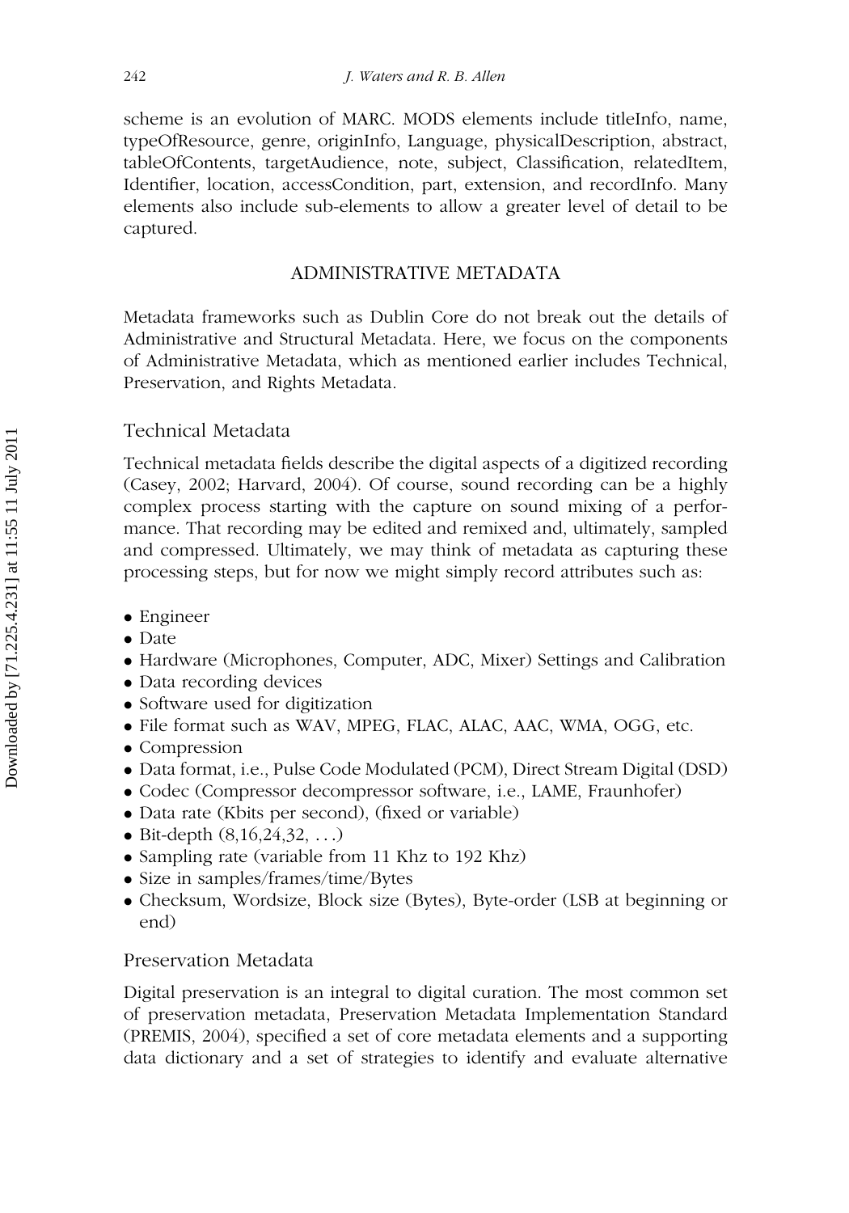scheme is an evolution of MARC. MODS elements include titleInfo, name, typeOfResource, genre, originInfo, Language, physicalDescription, abstract, tableOfContents, targetAudience, note, subject, Classification, relatedItem, Identifier, location, accessCondition, part, extension, and recordInfo. Many elements also include sub-elements to allow a greater level of detail to be captured.

## ADMINISTRATIVE METADATA

Metadata frameworks such as Dublin Core do not break out the details of Administrative and Structural Metadata. Here, we focus on the components of Administrative Metadata, which as mentioned earlier includes Technical, Preservation, and Rights Metadata.

### Technical Metadata

Technical metadata fields describe the digital aspects of a digitized recording (Casey, 2002; Harvard, 2004). Of course, sound recording can be a highly complex process starting with the capture on sound mixing of a performance. That recording may be edited and remixed and, ultimately, sampled and compressed. Ultimately, we may think of metadata as capturing these processing steps, but for now we might simply record attributes such as:

- Engineer
- Date
- Hardware (Microphones, Computer, ADC, Mixer) Settings and Calibration
- Data recording devices
- Software used for digitization
- File format such as WAV, MPEG, FLAC, ALAC, AAC, WMA, OGG, etc.
- Compression
- Data format, i.e., Pulse Code Modulated (PCM), Direct Stream Digital (DSD)
- Codec (Compressor decompressor software, i.e., LAME, Fraunhofer)
- Data rate (Kbits per second), (fixed or variable)
- Bit-depth (8,16,24,32, ...)
- Sampling rate (variable from 11 Khz to 192 Khz)
- Size in samples/frames/time/Bytes
- Checksum, Wordsize, Block size (Bytes), Byte-order (LSB at beginning or end)

### Preservation Metadata

Digital preservation is an integral to digital curation. The most common set of preservation metadata, Preservation Metadata Implementation Standard (PREMIS, 2004), specified a set of core metadata elements and a supporting data dictionary and a set of strategies to identify and evaluate alternative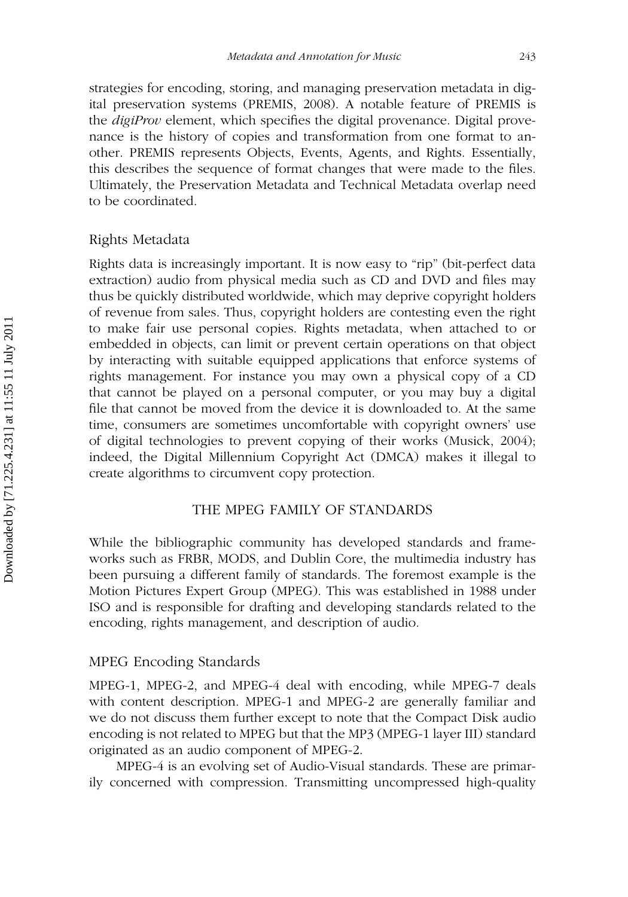strategies for encoding, storing, and managing preservation metadata in digital preservation systems (PREMIS, 2008). A notable feature of PREMIS is the *digiProv* element, which specifies the digital provenance. Digital provenance is the history of copies and transformation from one format to another. PREMIS represents Objects, Events, Agents, and Rights. Essentially, this describes the sequence of format changes that were made to the files. Ultimately, the Preservation Metadata and Technical Metadata overlap need to be coordinated.

### Rights Metadata

Rights data is increasingly important. It is now easy to "rip" (bit-perfect data extraction) audio from physical media such as CD and DVD and files may thus be quickly distributed worldwide, which may deprive copyright holders of revenue from sales. Thus, copyright holders are contesting even the right to make fair use personal copies. Rights metadata, when attached to or embedded in objects, can limit or prevent certain operations on that object by interacting with suitable equipped applications that enforce systems of rights management. For instance you may own a physical copy of a CD that cannot be played on a personal computer, or you may buy a digital file that cannot be moved from the device it is downloaded to. At the same time, consumers are sometimes uncomfortable with copyright owners' use of digital technologies to prevent copying of their works (Musick, 2004); indeed, the Digital Millennium Copyright Act (DMCA) makes it illegal to create algorithms to circumvent copy protection.

## THE MPEG FAMILY OF STANDARDS

While the bibliographic community has developed standards and frameworks such as FRBR, MODS, and Dublin Core, the multimedia industry has been pursuing a different family of standards. The foremost example is the Motion Pictures Expert Group (MPEG). This was established in 1988 under ISO and is responsible for drafting and developing standards related to the encoding, rights management, and description of audio.

### MPEG Encoding Standards

MPEG-1, MPEG-2, and MPEG-4 deal with encoding, while MPEG-7 deals with content description. MPEG-1 and MPEG-2 are generally familiar and we do not discuss them further except to note that the Compact Disk audio encoding is not related to MPEG but that the MP3 (MPEG-1 layer III) standard originated as an audio component of MPEG-2.

MPEG-4 is an evolving set of Audio-Visual standards. These are primarily concerned with compression. Transmitting uncompressed high-quality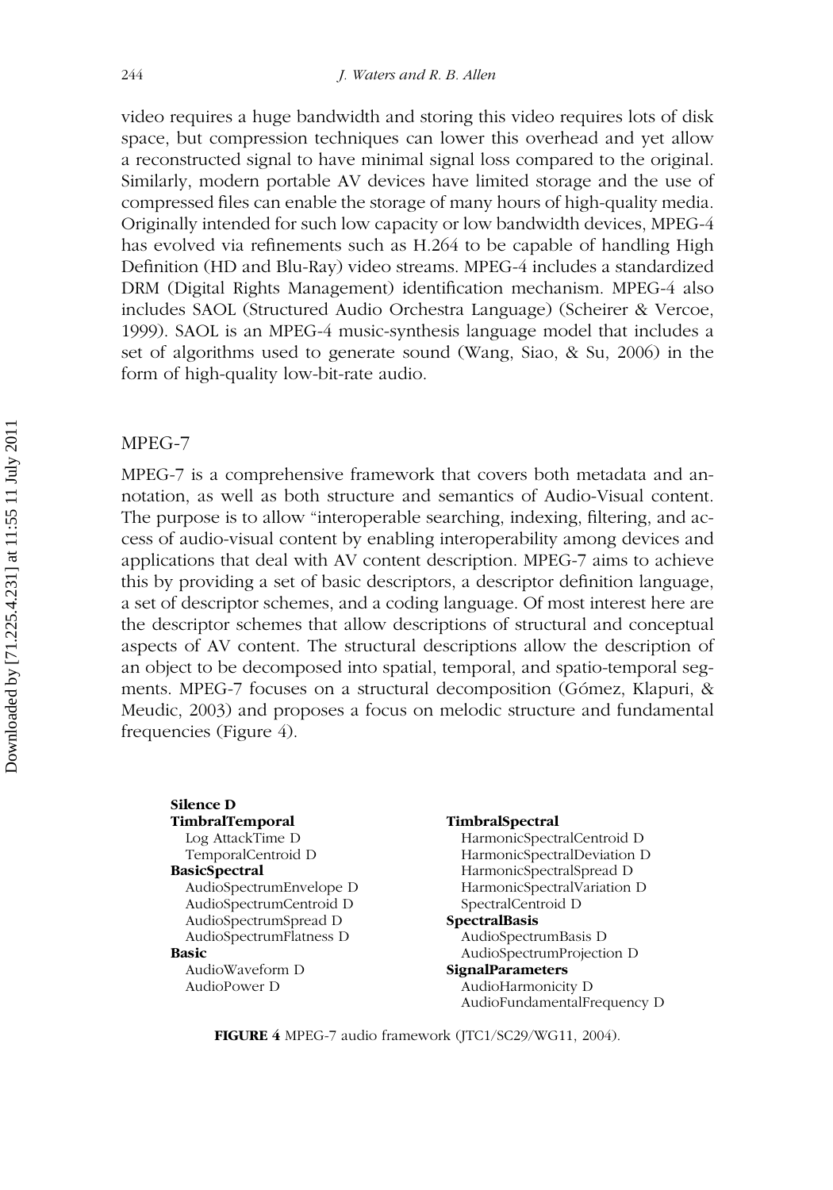video requires a huge bandwidth and storing this video requires lots of disk space, but compression techniques can lower this overhead and yet allow a reconstructed signal to have minimal signal loss compared to the original. Similarly, modern portable AV devices have limited storage and the use of compressed files can enable the storage of many hours of high-quality media. Originally intended for such low capacity or low bandwidth devices, MPEG-4 has evolved via refinements such as H.264 to be capable of handling High Definition (HD and Blu-Ray) video streams. MPEG-4 includes a standardized DRM (Digital Rights Management) identification mechanism. MPEG-4 also includes SAOL (Structured Audio Orchestra Language) (Scheirer & Vercoe, 1999). SAOL is an MPEG-4 music-synthesis language model that includes a set of algorithms used to generate sound (Wang, Siao, & Su, 2006) in the form of high-quality low-bit-rate audio.

## MPEG-7

MPEG-7 is a comprehensive framework that covers both metadata and annotation, as well as both structure and semantics of Audio-Visual content. The purpose is to allow "interoperable searching, indexing, filtering, and access of audio-visual content by enabling interoperability among devices and applications that deal with AV content description. MPEG-7 aims to achieve this by providing a set of basic descriptors, a descriptor definition language, a set of descriptor schemes, and a coding language. Of most interest here are the descriptor schemes that allow descriptions of structural and conceptual aspects of AV content. The structural descriptions allow the description of an object to be decomposed into spatial, temporal, and spatio-temporal segments. MPEG-7 focuses on a structural decomposition (Gómez, Klapuri, & Meudic, 2003) and proposes a focus on melodic structure and fundamental frequencies (Figure 4).

**Silence D**

**TimbralTemporal**
- Log AttackTime D
- TemporalCentroid D

**BasicSpectral**
- AudioSpectrumEnvelope D
- AudioSpectrumCentroid D
- AudioSpectrumSpread D
- AudioSpectrumFlatness D

**Basic**
- AudioWaveform D
- AudioPower D

**TimbralSpectral**
- HarmonicSpectralCentroid D
- HarmonicSpectralDeviation D
- HarmonicSpectralSpread D
- HarmonicSpectralVariation D
- SpectralCentroid D

**SpectralBasis**
- AudioSpectrumBasis D
- AudioSpectrumProjection D

**SignalParameters**
- AudioHarmonicity D
- AudioFundamentalFrequency D

**FIGURE 4** MPEG-7 audio framework (JTC1/SC29/WG11, 2004).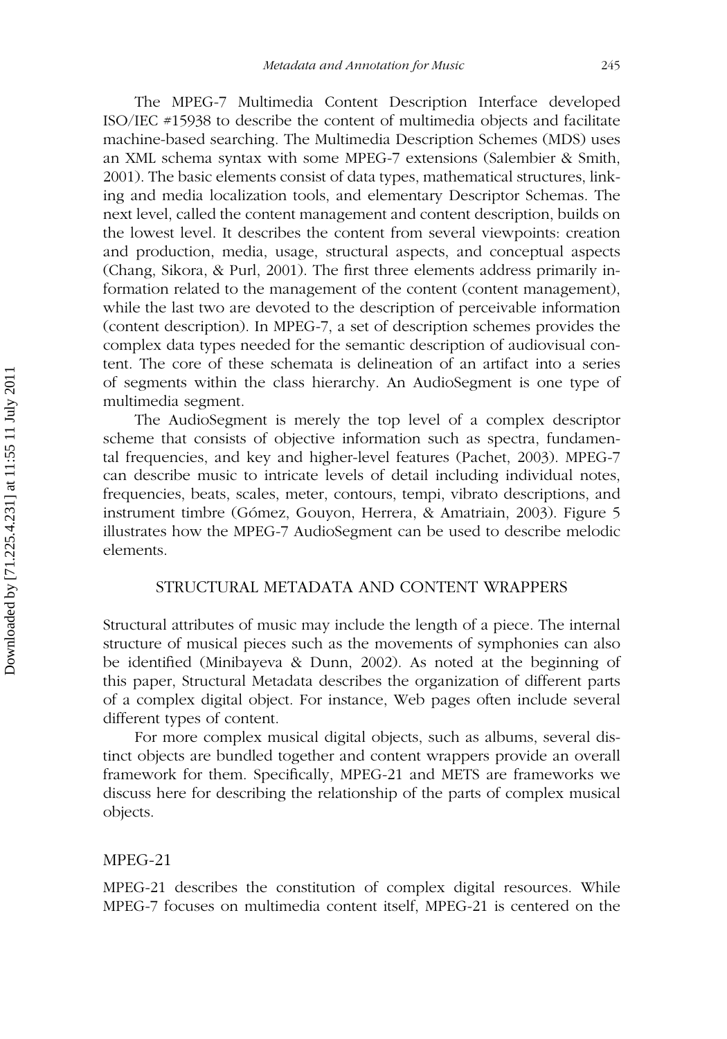The MPEG-7 Multimedia Content Description Interface developed ISO/IEC #15938 to describe the content of multimedia objects and facilitate machine-based searching. The Multimedia Description Schemes (MDS) uses an XML schema syntax with some MPEG-7 extensions (Salembier & Smith, 2001). The basic elements consist of data types, mathematical structures, linking and media localization tools, and elementary Descriptor Schemas. The next level, called the content management and content description, builds on the lowest level. It describes the content from several viewpoints: creation and production, media, usage, structural aspects, and conceptual aspects (Chang, Sikora, & Purl, 2001). The first three elements address primarily information related to the management of the content (content management), while the last two are devoted to the description of perceivable information (content description). In MPEG-7, a set of description schemes provides the complex data types needed for the semantic description of audiovisual content. The core of these schemata is delineation of an artifact into a series of segments within the class hierarchy. An AudioSegment is one type of multimedia segment.

The AudioSegment is merely the top level of a complex descriptor scheme that consists of objective information such as spectra, fundamental frequencies, and key and higher-level features (Pachet, 2003). MPEG-7 can describe music to intricate levels of detail including individual notes, frequencies, beats, scales, meter, contours, tempi, vibrato descriptions, and instrument timbre (Gómez, Gouyon, Herrera, & Amatriain, 2003). Figure 5 illustrates how the MPEG-7 AudioSegment can be used to describe melodic elements.

## STRUCTURAL METADATA AND CONTENT WRAPPERS

Structural attributes of music may include the length of a piece. The internal structure of musical pieces such as the movements of symphonies can also be identified (Minibayeva & Dunn, 2002). As noted at the beginning of this paper, Structural Metadata describes the organization of different parts of a complex digital object. For instance, Web pages often include several different types of content.

For more complex musical digital objects, such as albums, several distinct objects are bundled together and content wrappers provide an overall framework for them. Specifically, MPEG-21 and METS are frameworks we discuss here for describing the relationship of the parts of complex musical objects.

### MPEG-21

MPEG-21 describes the constitution of complex digital resources. While MPEG-7 focuses on multimedia content itself, MPEG-21 is centered on the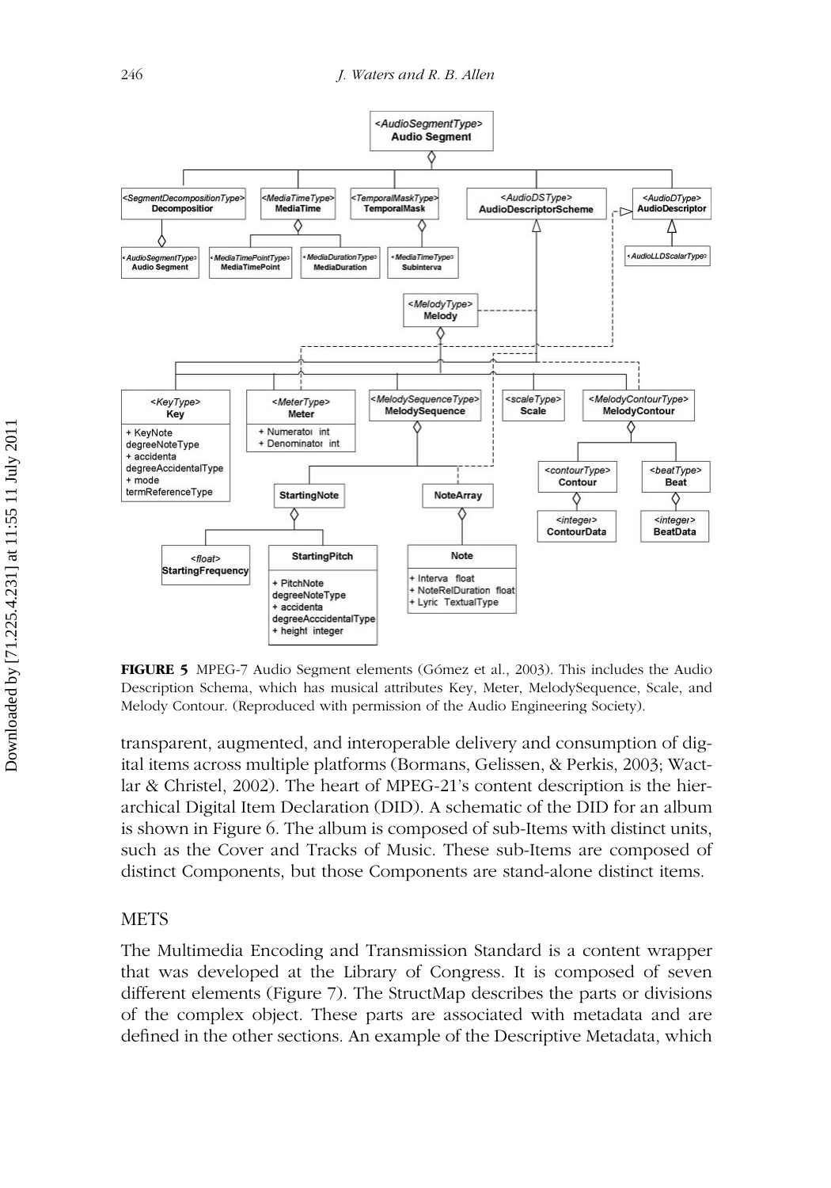**FIGURE 5** MPEG-7 Audio Segment elements (Gómez et al., 2003). This includes the Audio Description Schema, which has musical attributes Key, Meter, MelodySequence, Scale, and Melody Contour. (Reproduced with permission of the Audio Engineering Society).

transparent, augmented, and interoperable delivery and consumption of digital items across multiple platforms (Bormans, Gelissen, & Perkis, 2003; Wactlar & Christel, 2002). The heart of MPEG-21's content description is the hierarchical Digital Item Declaration (DID). A schematic of the DID for an album is shown in Figure 6. The album is composed of sub-Items with distinct units, such as the Cover and Tracks of Music. These sub-Items are composed of distinct Components, but those Components are stand-alone distinct items.

## METS

The Multimedia Encoding and Transmission Standard is a content wrapper that was developed at the Library of Congress. It is composed of seven different elements (Figure 7). The StructMap describes the parts or divisions of the complex object. These parts are associated with metadata and are defined in the other sections. An example of the Descriptive Metadata, which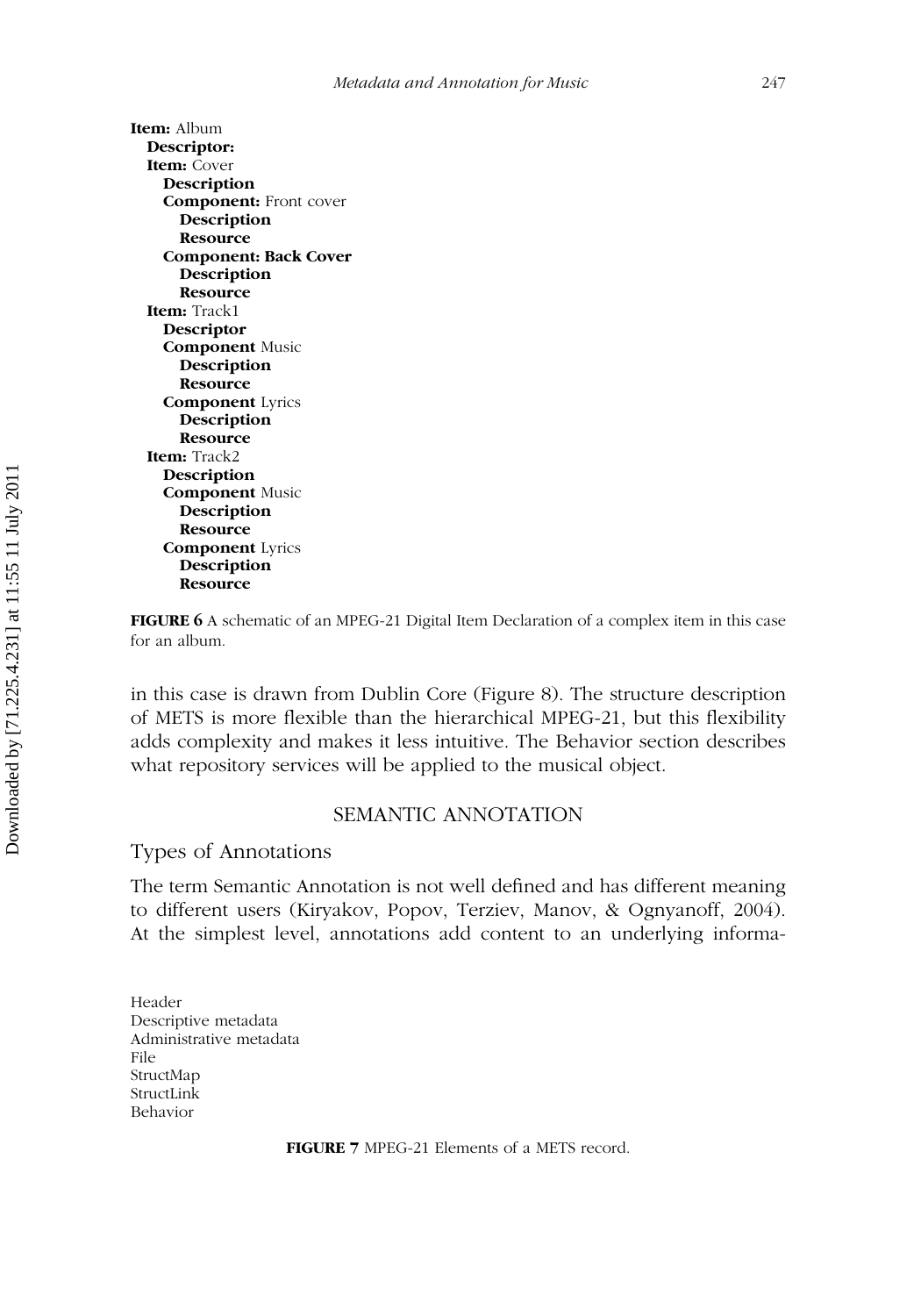**Item:** Album
  **Descriptor:**
  **Item:** Cover
    **Description**
    **Component:** Front cover
      **Description**
      **Resource**
    **Component: Back Cover**
      **Description**
      **Resource**
  **Item:** Track1
    **Descriptor**
    **Component** Music
      **Description**
      **Resource**
    **Component** Lyrics
      **Description**
      **Resource**
  **Item:** Track2
    **Description**
    **Component** Music
      **Description**
      **Resource**
    **Component** Lyrics
      **Description**
      **Resource**

**FIGURE 6** A schematic of an MPEG-21 Digital Item Declaration of a complex item in this case for an album.

in this case is drawn from Dublin Core (Figure 8). The structure description of METS is more flexible than the hierarchical MPEG-21, but this flexibility adds complexity and makes it less intuitive. The Behavior section describes what repository services will be applied to the musical object.

## SEMANTIC ANNOTATION

### Types of Annotations

The term Semantic Annotation is not well defined and has different meaning to different users (Kiryakov, Popov, Terziev, Manov, & Ognyanoff, 2004). At the simplest level, annotations add content to an underlying informa-

Header
Descriptive metadata
Administrative metadata
File
StructMap
StructLink
Behavior

**FIGURE 7** MPEG-21 Elements of a METS record.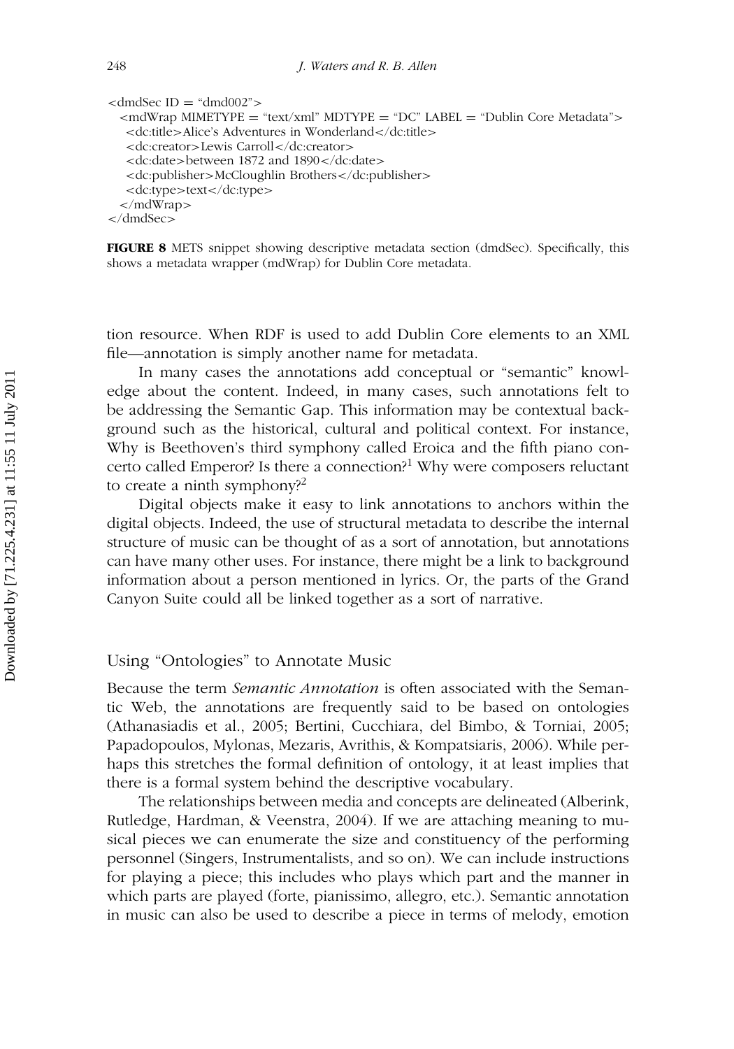```
<dmdSec ID = "dmd002">
  <mdWrap MIMETYPE = "text/xml" MDTYPE = "DC" LABEL = "Dublin Core Metadata">
    <dc:title>Alice's Adventures in Wonderland</dc:title>
    <dc:creator>Lewis Carroll</dc:creator>
    <dc:date>between 1872 and 1890</dc:date>
    <dc:publisher>McCloughlin Brothers</dc:publisher>
    <dc:type>text</dc:type>
  </mdWrap>
</dmdSec>
```

**FIGURE 8** METS snippet showing descriptive metadata section (dmdSec). Specifically, this shows a metadata wrapper (mdWrap) for Dublin Core metadata.

tion resource. When RDF is used to add Dublin Core elements to an XML file—annotation is simply another name for metadata.

In many cases the annotations add conceptual or "semantic" knowledge about the content. Indeed, in many cases, such annotations felt to be addressing the Semantic Gap. This information may be contextual background such as the historical, cultural and political context. For instance, Why is Beethoven's third symphony called Eroica and the fifth piano concerto called Emperor? Is there a connection?[1] Why were composers reluctant to create a ninth symphony?[2]

Digital objects make it easy to link annotations to anchors within the digital objects. Indeed, the use of structural metadata to describe the internal structure of music can be thought of as a sort of annotation, but annotations can have many other uses. For instance, there might be a link to background information about a person mentioned in lyrics. Or, the parts of the Grand Canyon Suite could all be linked together as a sort of narrative.

## Using "Ontologies" to Annotate Music

Because the term *Semantic Annotation* is often associated with the Semantic Web, the annotations are frequently said to be based on ontologies (Athanasiadis et al., 2005; Bertini, Cucchiara, del Bimbo, & Torniai, 2005; Papadopoulos, Mylonas, Mezaris, Avrithis, & Kompatsiaris, 2006). While perhaps this stretches the formal definition of ontology, it at least implies that there is a formal system behind the descriptive vocabulary.

The relationships between media and concepts are delineated (Alberink, Rutledge, Hardman, & Veenstra, 2004). If we are attaching meaning to musical pieces we can enumerate the size and constituency of the performing personnel (Singers, Instrumentalists, and so on). We can include instructions for playing a piece; this includes who plays which part and the manner in which parts are played (forte, pianissimo, allegro, etc.). Semantic annotation in music can also be used to describe a piece in terms of melody, emotion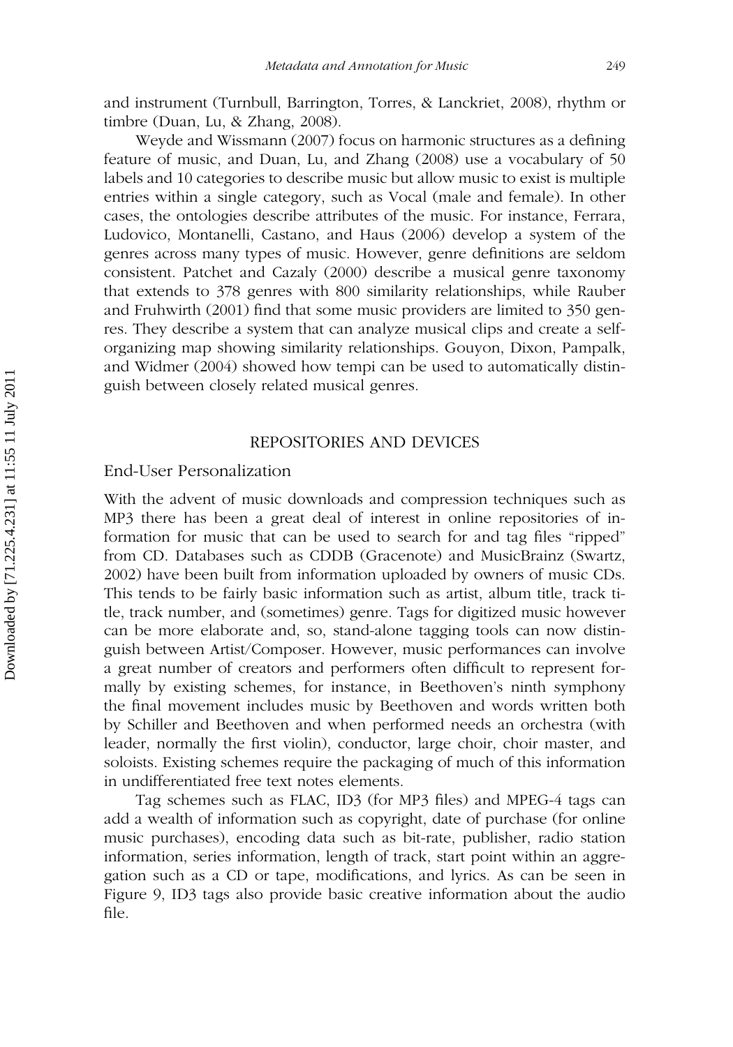and instrument (Turnbull, Barrington, Torres, & Lanckriet, 2008), rhythm or timbre (Duan, Lu, & Zhang, 2008).

Weyde and Wissmann (2007) focus on harmonic structures as a defining feature of music, and Duan, Lu, and Zhang (2008) use a vocabulary of 50 labels and 10 categories to describe music but allow music to exist is multiple entries within a single category, such as Vocal (male and female). In other cases, the ontologies describe attributes of the music. For instance, Ferrara, Ludovico, Montanelli, Castano, and Haus (2006) develop a system of the genres across many types of music. However, genre definitions are seldom consistent. Patchet and Cazaly (2000) describe a musical genre taxonomy that extends to 378 genres with 800 similarity relationships, while Rauber and Fruhwirth (2001) find that some music providers are limited to 350 genres. They describe a system that can analyze musical clips and create a self-organizing map showing similarity relationships. Gouyon, Dixon, Pampalk, and Widmer (2004) showed how tempi can be used to automatically distinguish between closely related musical genres.

## REPOSITORIES AND DEVICES

### End-User Personalization

With the advent of music downloads and compression techniques such as MP3 there has been a great deal of interest in online repositories of information for music that can be used to search for and tag files "ripped" from CD. Databases such as CDDB (Gracenote) and MusicBrainz (Swartz, 2002) have been built from information uploaded by owners of music CDs. This tends to be fairly basic information such as artist, album title, track title, track number, and (sometimes) genre. Tags for digitized music however can be more elaborate and, so, stand-alone tagging tools can now distinguish between Artist/Composer. However, music performances can involve a great number of creators and performers often difficult to represent formally by existing schemes, for instance, in Beethoven's ninth symphony the final movement includes music by Beethoven and words written both by Schiller and Beethoven and when performed needs an orchestra (with leader, normally the first violin), conductor, large choir, choir master, and soloists. Existing schemes require the packaging of much of this information in undifferentiated free text notes elements.

Tag schemes such as FLAC, ID3 (for MP3 files) and MPEG-4 tags can add a wealth of information such as copyright, date of purchase (for online music purchases), encoding data such as bit-rate, publisher, radio station information, series information, length of track, start point within an aggregation such as a CD or tape, modifications, and lyrics. As can be seen in Figure 9, ID3 tags also provide basic creative information about the audio file.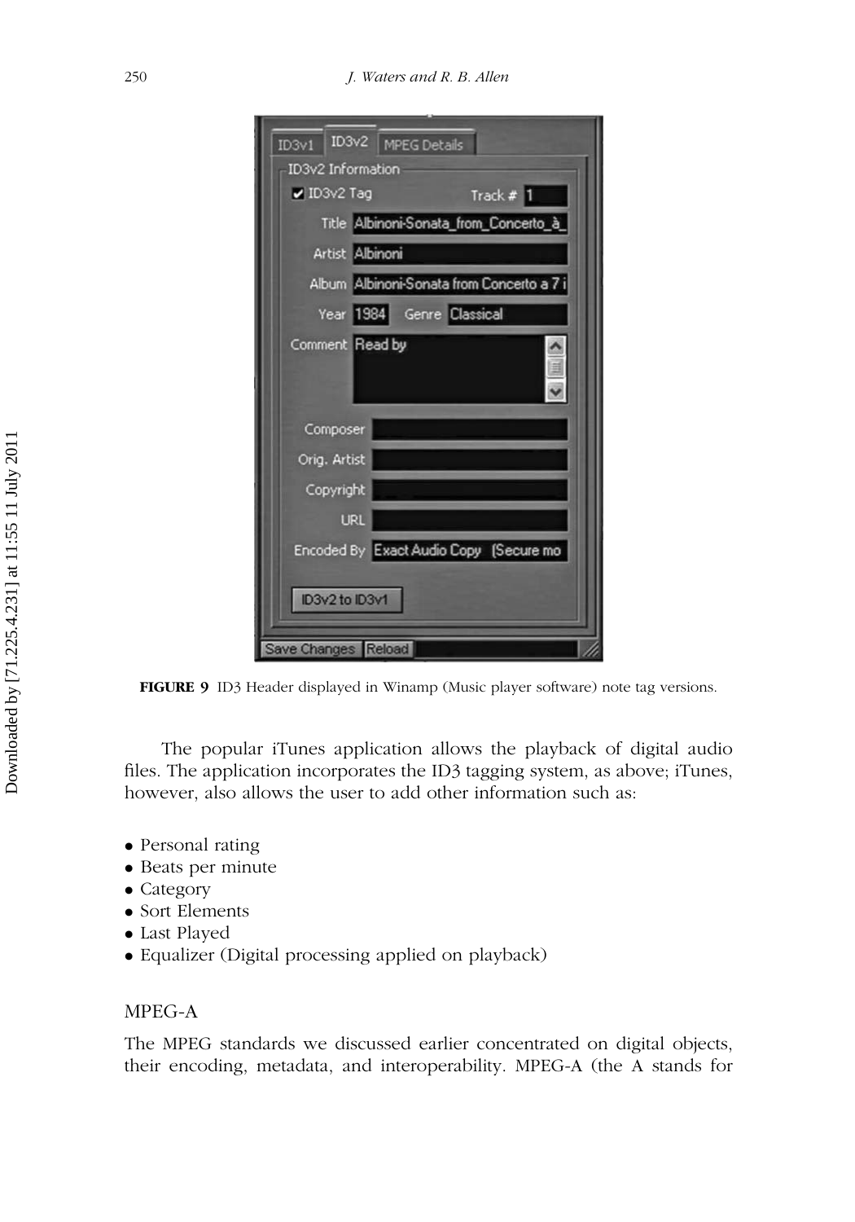**FIGURE 9** ID3 Header displayed in Winamp (Music player software) note tag versions.

The popular iTunes application allows the playback of digital audio files. The application incorporates the ID3 tagging system, as above; iTunes, however, also allows the user to add other information such as:

- Personal rating
- Beats per minute
- Category
- Sort Elements
- Last Played
- Equalizer (Digital processing applied on playback)

## MPEG-A

The MPEG standards we discussed earlier concentrated on digital objects, their encoding, metadata, and interoperability. MPEG-A (the A stands for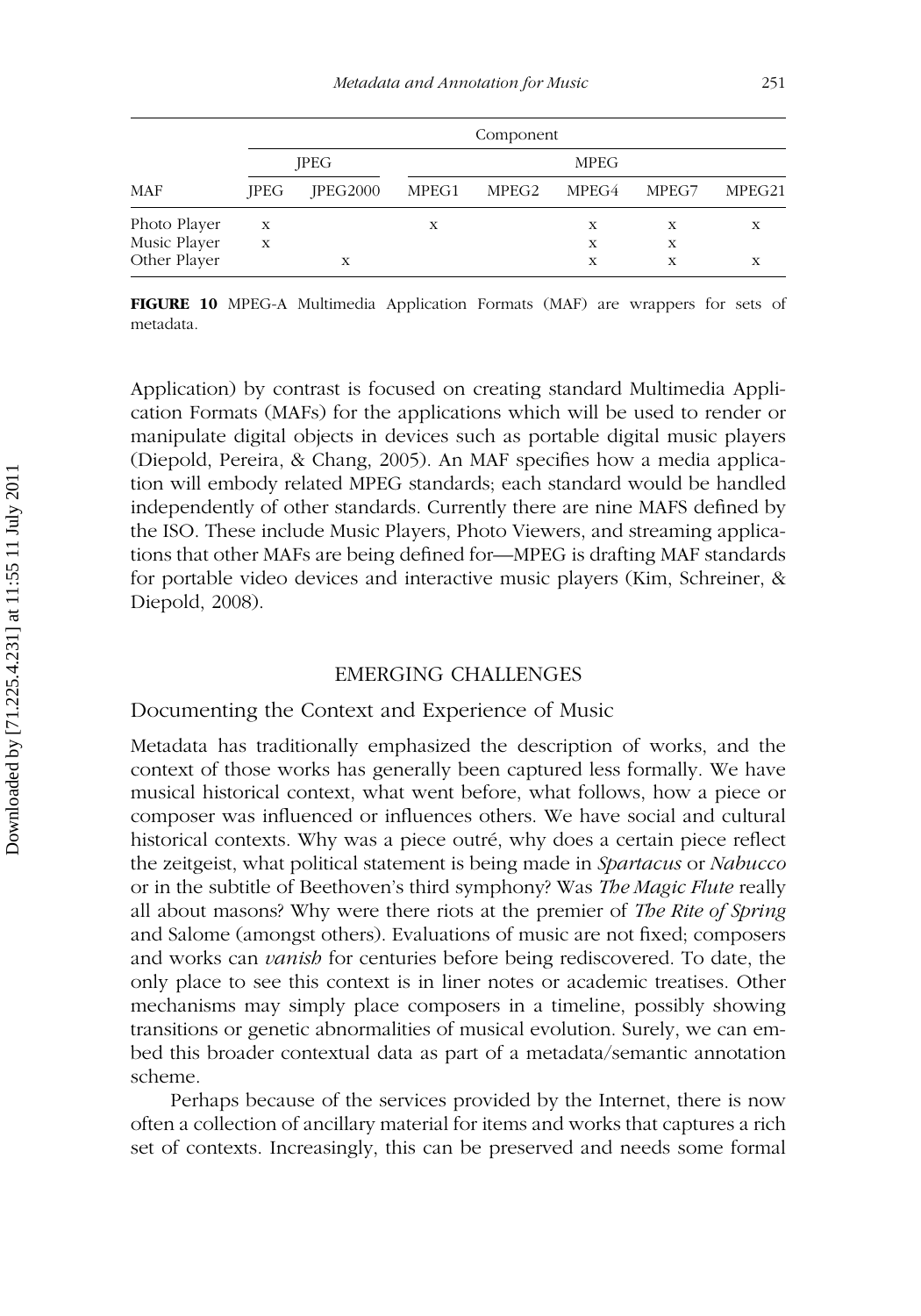| MAF | Component | | | | | | |
|---|---|---|---|---|---|---|---|
| | JPEG | | MPEG | | | | |
| | JPEG | JPEG2000 | MPEG1 | MPEG2 | MPEG4 | MPEG7 | MPEG21 |
| Photo Player | x | | x | | x | x | x |
| Music Player | x | | | | x | x | |
| Other Player | | x | | | x | x | x |

**FIGURE 10** MPEG-A Multimedia Application Formats (MAF) are wrappers for sets of metadata.

Application) by contrast is focused on creating standard Multimedia Application Formats (MAFs) for the applications which will be used to render or manipulate digital objects in devices such as portable digital music players (Diepold, Pereira, & Chang, 2005). An MAF specifies how a media application will embody related MPEG standards; each standard would be handled independently of other standards. Currently there are nine MAFS defined by the ISO. These include Music Players, Photo Viewers, and streaming applications that other MAFs are being defined for—MPEG is drafting MAF standards for portable video devices and interactive music players (Kim, Schreiner, & Diepold, 2008).

## EMERGING CHALLENGES

### Documenting the Context and Experience of Music

Metadata has traditionally emphasized the description of works, and the context of those works has generally been captured less formally. We have musical historical context, what went before, what follows, how a piece or composer was influenced or influences others. We have social and cultural historical contexts. Why was a piece outré, why does a certain piece reflect the zeitgeist, what political statement is being made in *Spartacus* or *Nabucco* or in the subtitle of Beethoven's third symphony? Was *The Magic Flute* really all about masons? Why were there riots at the premier of *The Rite of Spring* and Salome (amongst others). Evaluations of music are not fixed; composers and works can *vanish* for centuries before being rediscovered. To date, the only place to see this context is in liner notes or academic treatises. Other mechanisms may simply place composers in a timeline, possibly showing transitions or genetic abnormalities of musical evolution. Surely, we can embed this broader contextual data as part of a metadata/semantic annotation scheme.

Perhaps because of the services provided by the Internet, there is now often a collection of ancillary material for items and works that captures a rich set of contexts. Increasingly, this can be preserved and needs some formal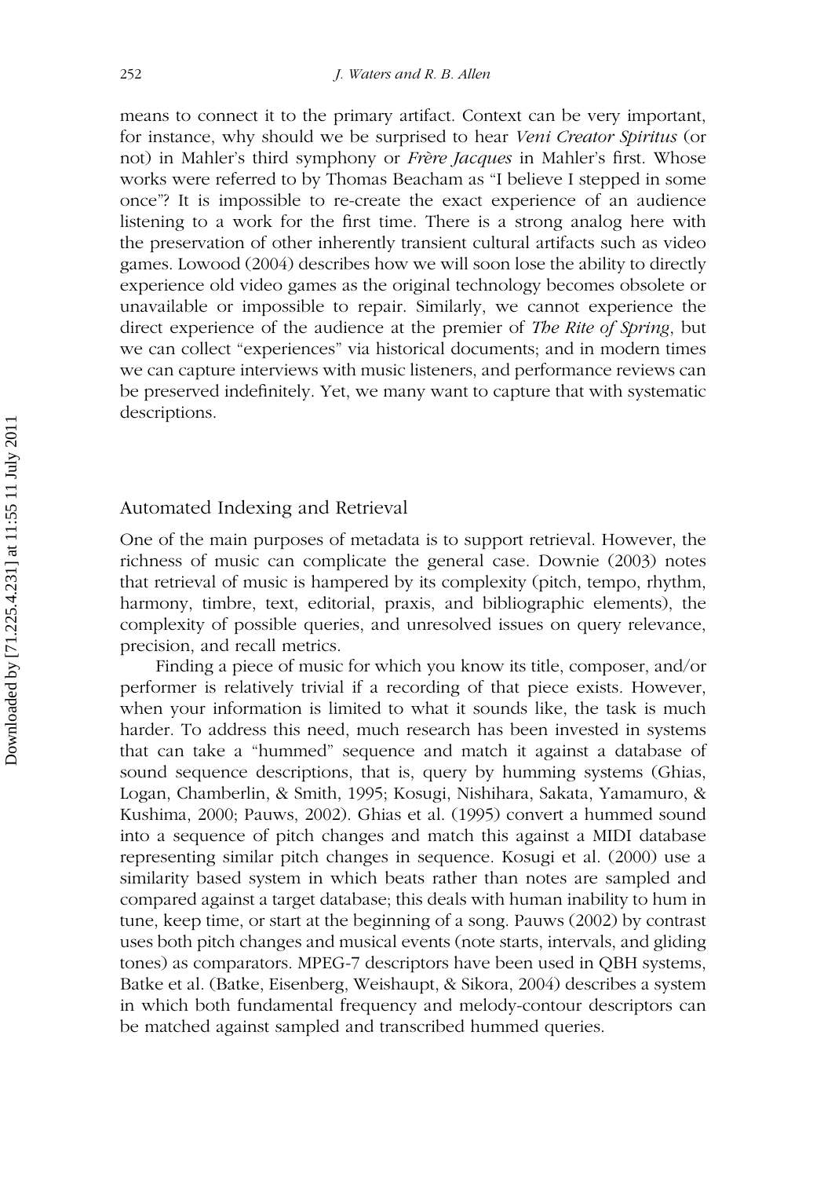means to connect it to the primary artifact. Context can be very important, for instance, why should we be surprised to hear *Veni Creator Spiritus* (or not) in Mahler's third symphony or *Frère Jacques* in Mahler's first. Whose works were referred to by Thomas Beacham as "I believe I stepped in some once"? It is impossible to re-create the exact experience of an audience listening to a work for the first time. There is a strong analog here with the preservation of other inherently transient cultural artifacts such as video games. Lowood (2004) describes how we will soon lose the ability to directly experience old video games as the original technology becomes obsolete or unavailable or impossible to repair. Similarly, we cannot experience the direct experience of the audience at the premier of *The Rite of Spring*, but we can collect "experiences" via historical documents; and in modern times we can capture interviews with music listeners, and performance reviews can be preserved indefinitely. Yet, we many want to capture that with systematic descriptions.

## Automated Indexing and Retrieval

One of the main purposes of metadata is to support retrieval. However, the richness of music can complicate the general case. Downie (2003) notes that retrieval of music is hampered by its complexity (pitch, tempo, rhythm, harmony, timbre, text, editorial, praxis, and bibliographic elements), the complexity of possible queries, and unresolved issues on query relevance, precision, and recall metrics.

Finding a piece of music for which you know its title, composer, and/or performer is relatively trivial if a recording of that piece exists. However, when your information is limited to what it sounds like, the task is much harder. To address this need, much research has been invested in systems that can take a "hummed" sequence and match it against a database of sound sequence descriptions, that is, query by humming systems (Ghias, Logan, Chamberlin, & Smith, 1995; Kosugi, Nishihara, Sakata, Yamamuro, & Kushima, 2000; Pauws, 2002). Ghias et al. (1995) convert a hummed sound into a sequence of pitch changes and match this against a MIDI database representing similar pitch changes in sequence. Kosugi et al. (2000) use a similarity based system in which beats rather than notes are sampled and compared against a target database; this deals with human inability to hum in tune, keep time, or start at the beginning of a song. Pauws (2002) by contrast uses both pitch changes and musical events (note starts, intervals, and gliding tones) as comparators. MPEG-7 descriptors have been used in QBH systems, Batke et al. (Batke, Eisenberg, Weishaupt, & Sikora, 2004) describes a system in which both fundamental frequency and melody-contour descriptors can be matched against sampled and transcribed hummed queries.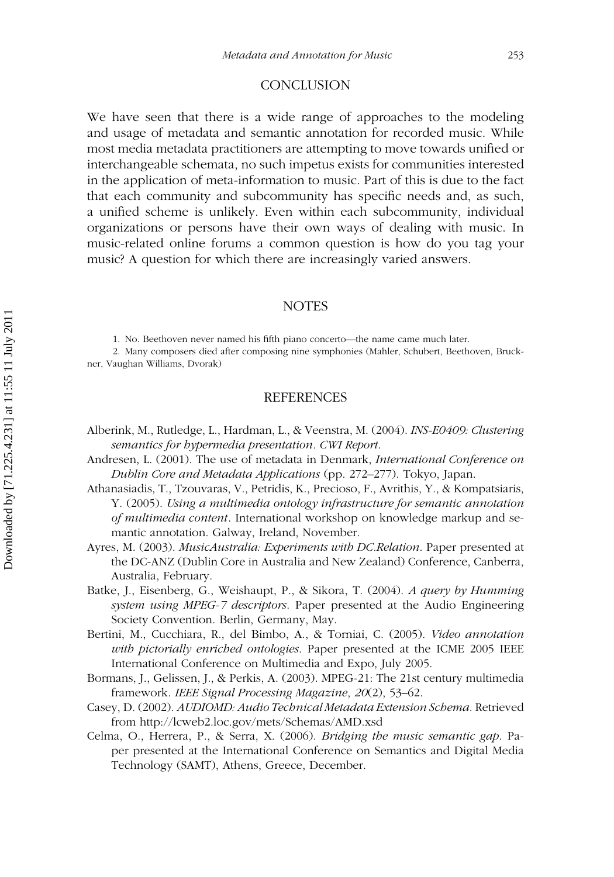## CONCLUSION

We have seen that there is a wide range of approaches to the modeling and usage of metadata and semantic annotation for recorded music. While most media metadata practitioners are attempting to move towards unified or interchangeable schemata, no such impetus exists for communities interested in the application of meta-information to music. Part of this is due to the fact that each community and subcommunity has specific needs and, as such, a unified scheme is unlikely. Even within each subcommunity, individual organizations or persons have their own ways of dealing with music. In music-related online forums a common question is how do you tag your music? A question for which there are increasingly varied answers.

## NOTES

1. No. Beethoven never named his fifth piano concerto—the name came much later.
2. Many composers died after composing nine symphonies (Mahler, Schubert, Beethoven, Bruckner, Vaughan Williams, Dvorak)

## REFERENCES

Alberink, M., Rutledge, L., Hardman, L., & Veenstra, M. (2004). *INS-E0409: Clustering semantics for hypermedia presentation. CWI Report.*

Andresen, L. (2001). The use of metadata in Denmark, *International Conference on Dublin Core and Metadata Applications* (pp. 272–277). Tokyo, Japan.

Athanasiadis, T., Tzouvaras, V., Petridis, K., Precioso, F., Avrithis, Y., & Kompatsiaris, Y. (2005). *Using a multimedia ontology infrastructure for semantic annotation of multimedia content*. International workshop on knowledge markup and semantic annotation. Galway, Ireland, November.

Ayres, M. (2003). *MusicAustralia: Experiments with DC.Relation*. Paper presented at the DC-ANZ (Dublin Core in Australia and New Zealand) Conference, Canberra, Australia, February.

Batke, J., Eisenberg, G., Weishaupt, P., & Sikora, T. (2004). *A query by Humming system using MPEG-7 descriptors*. Paper presented at the Audio Engineering Society Convention. Berlin, Germany, May.

Bertini, M., Cucchiara, R., del Bimbo, A., & Torniai, C. (2005). *Video annotation with pictorially enriched ontologies.* Paper presented at the ICME 2005 IEEE International Conference on Multimedia and Expo, July 2005.

Bormans, J., Gelissen, J., & Perkis, A. (2003). MPEG-21: The 21st century multimedia framework. *IEEE Signal Processing Magazine*, *20*(2), 53–62.

Casey, D. (2002). *AUDIOMD: Audio Technical Metadata Extension Schema*. Retrieved from http://lcweb2.loc.gov/mets/Schemas/AMD.xsd

Celma, O., Herrera, P., & Serra, X. (2006). *Bridging the music semantic gap*. Paper presented at the International Conference on Semantics and Digital Media Technology (SAMT), Athens, Greece, December.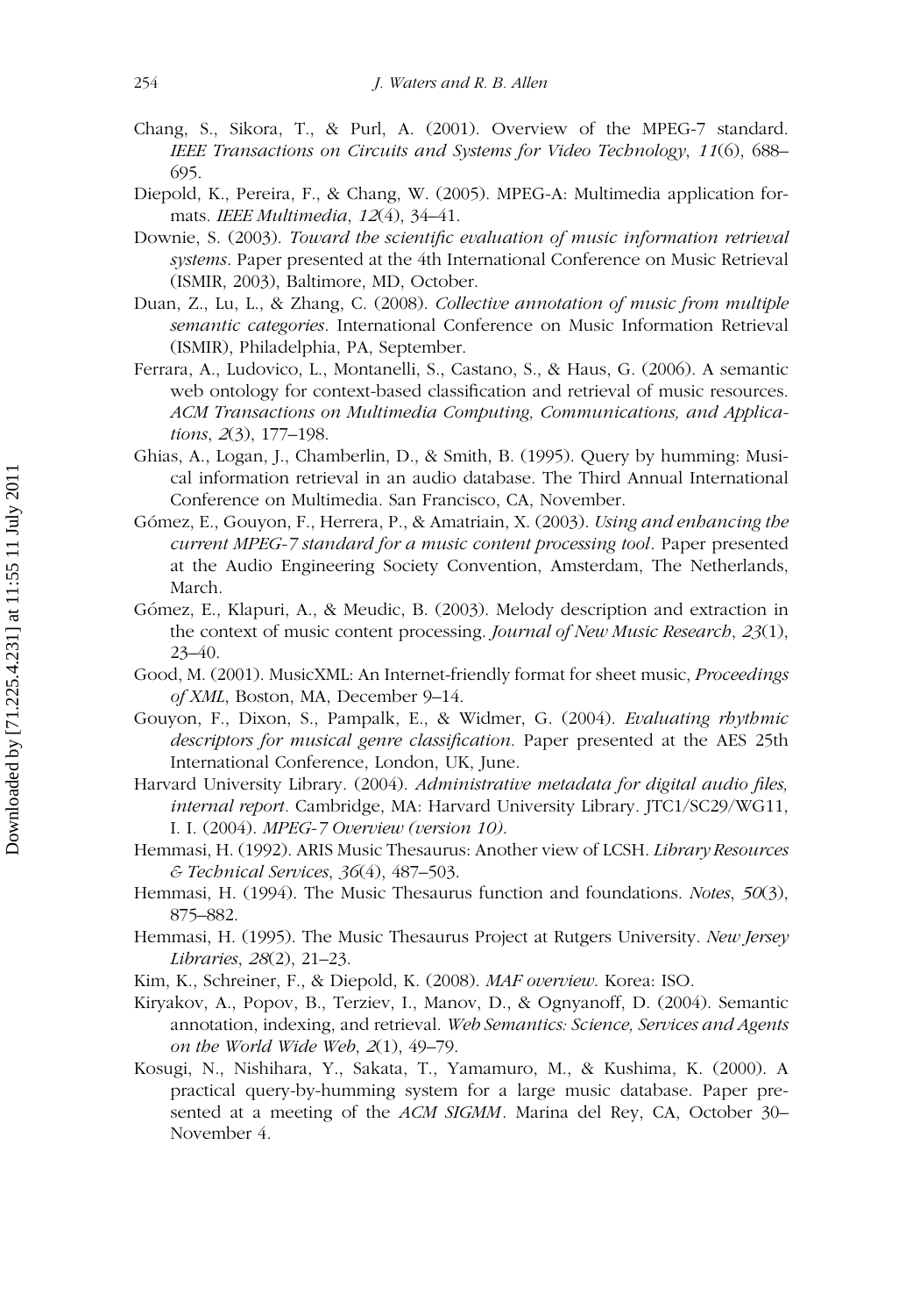Chang, S., Sikora, T., & Purl, A. (2001). Overview of the MPEG-7 standard. *IEEE Transactions on Circuits and Systems for Video Technology*, *11*(6), 688–695.

Diepold, K., Pereira, F., & Chang, W. (2005). MPEG-A: Multimedia application formats. *IEEE Multimedia*, *12*(4), 34–41.

Downie, S. (2003). *Toward the scientific evaluation of music information retrieval systems*. Paper presented at the 4th International Conference on Music Retrieval (ISMIR, 2003), Baltimore, MD, October.

Duan, Z., Lu, L., & Zhang, C. (2008). *Collective annotation of music from multiple semantic categories*. International Conference on Music Information Retrieval (ISMIR), Philadelphia, PA, September.

Ferrara, A., Ludovico, L., Montanelli, S., Castano, S., & Haus, G. (2006). A semantic web ontology for context-based classification and retrieval of music resources. *ACM Transactions on Multimedia Computing, Communications, and Applications*, *2*(3), 177–198.

Ghias, A., Logan, J., Chamberlin, D., & Smith, B. (1995). Query by humming: Musical information retrieval in an audio database. The Third Annual International Conference on Multimedia. San Francisco, CA, November.

Gómez, E., Gouyon, F., Herrera, P., & Amatriain, X. (2003). *Using and enhancing the current MPEG-7 standard for a music content processing tool*. Paper presented at the Audio Engineering Society Convention, Amsterdam, The Netherlands, March.

Gómez, E., Klapuri, A., & Meudic, B. (2003). Melody description and extraction in the context of music content processing. *Journal of New Music Research*, *23*(1), 23–40.

Good, M. (2001). MusicXML: An Internet-friendly format for sheet music, *Proceedings of XML*, Boston, MA, December 9–14.

Gouyon, F., Dixon, S., Pampalk, E., & Widmer, G. (2004). *Evaluating rhythmic descriptors for musical genre classification*. Paper presented at the AES 25th International Conference, London, UK, June.

Harvard University Library. (2004). *Administrative metadata for digital audio files, internal report*. Cambridge, MA: Harvard University Library. JTC1/SC29/WG11, I. I. (2004). *MPEG-7 Overview (version 10).*

Hemmasi, H. (1992). ARIS Music Thesaurus: Another view of LCSH. *Library Resources & Technical Services*, *36*(4), 487–503.

Hemmasi, H. (1994). The Music Thesaurus function and foundations. *Notes*, *50*(3), 875–882.

Hemmasi, H. (1995). The Music Thesaurus Project at Rutgers University. *New Jersey Libraries*, *28*(2), 21–23.

Kim, K., Schreiner, F., & Diepold, K. (2008). *MAF overview*. Korea: ISO.

Kiryakov, A., Popov, B., Terziev, I., Manov, D., & Ognyanoff, D. (2004). Semantic annotation, indexing, and retrieval. *Web Semantics: Science, Services and Agents on the World Wide Web*, *2*(1), 49–79.

Kosugi, N., Nishihara, Y., Sakata, T., Yamamuro, M., & Kushima, K. (2000). A practical query-by-humming system for a large music database. Paper presented at a meeting of the *ACM SIGMM*. Marina del Rey, CA, October 30–November 4.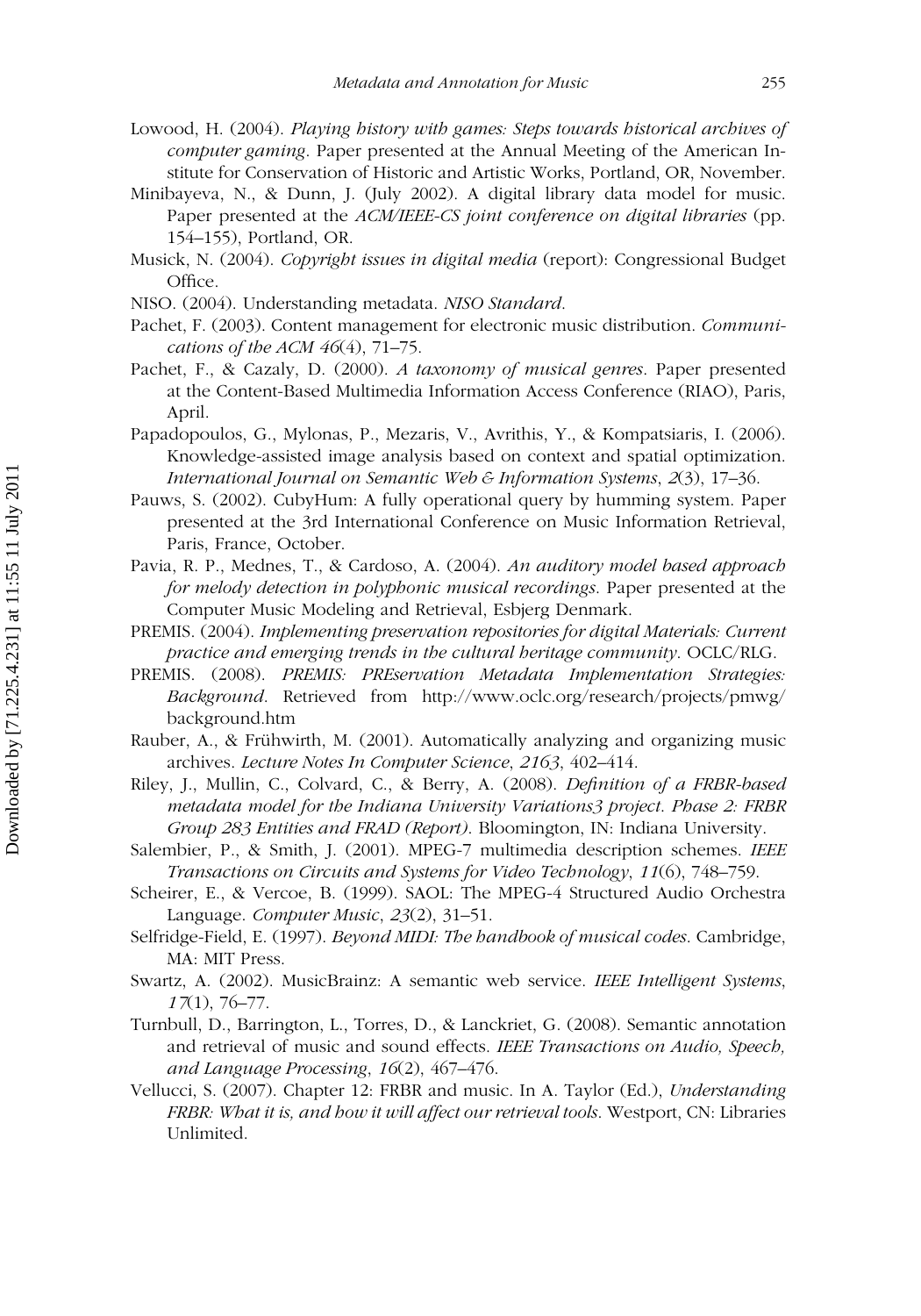Lowood, H. (2004). *Playing history with games: Steps towards historical archives of computer gaming*. Paper presented at the Annual Meeting of the American Institute for Conservation of Historic and Artistic Works, Portland, OR, November.

Minibayeva, N., & Dunn, J. (July 2002). A digital library data model for music. Paper presented at the *ACM/IEEE-CS joint conference on digital libraries* (pp. 154–155), Portland, OR.

Musick, N. (2004). *Copyright issues in digital media* (report): Congressional Budget Office.

NISO. (2004). Understanding metadata. *NISO Standard*.

Pachet, F. (2003). Content management for electronic music distribution. *Communications of the ACM 46*(4), 71–75.

Pachet, F., & Cazaly, D. (2000). *A taxonomy of musical genres*. Paper presented at the Content-Based Multimedia Information Access Conference (RIAO), Paris, April.

Papadopoulos, G., Mylonas, P., Mezaris, V., Avrithis, Y., & Kompatsiaris, I. (2006). Knowledge-assisted image analysis based on context and spatial optimization. *International Journal on Semantic Web & Information Systems*, *2*(3), 17–36.

Pauws, S. (2002). CubyHum: A fully operational query by humming system. Paper presented at the 3rd International Conference on Music Information Retrieval, Paris, France, October.

Pavia, R. P., Mednes, T., & Cardoso, A. (2004). *An auditory model based approach for melody detection in polyphonic musical recordings*. Paper presented at the Computer Music Modeling and Retrieval, Esbjerg Denmark.

PREMIS. (2004). *Implementing preservation repositories for digital Materials: Current practice and emerging trends in the cultural heritage community*. OCLC/RLG.

PREMIS. (2008). *PREMIS: PREservation Metadata Implementation Strategies: Background*. Retrieved from http://www.oclc.org/research/projects/pmwg/background.htm

Rauber, A., & Frühwirth, M. (2001). Automatically analyzing and organizing music archives. *Lecture Notes In Computer Science*, *2163*, 402–414.

Riley, J., Mullin, C., Colvard, C., & Berry, A. (2008). *Definition of a FRBR-based metadata model for the Indiana University Variations3 project. Phase 2: FRBR Group 283 Entities and FRAD (Report)*. Bloomington, IN: Indiana University.

Salembier, P., & Smith, J. (2001). MPEG-7 multimedia description schemes. *IEEE Transactions on Circuits and Systems for Video Technology*, *11*(6), 748–759.

Scheirer, E., & Vercoe, B. (1999). SAOL: The MPEG-4 Structured Audio Orchestra Language. *Computer Music*, *23*(2), 31–51.

Selfridge-Field, E. (1997). *Beyond MIDI: The handbook of musical codes*. Cambridge, MA: MIT Press.

Swartz, A. (2002). MusicBrainz: A semantic web service. *IEEE Intelligent Systems*, *17*(1), 76–77.

Turnbull, D., Barrington, L., Torres, D., & Lanckriet, G. (2008). Semantic annotation and retrieval of music and sound effects. *IEEE Transactions on Audio, Speech, and Language Processing*, *16*(2), 467–476.

Vellucci, S. (2007). Chapter 12: FRBR and music. In A. Taylor (Ed.), *Understanding FRBR: What it is, and how it will affect our retrieval tools*. Westport, CN: Libraries Unlimited.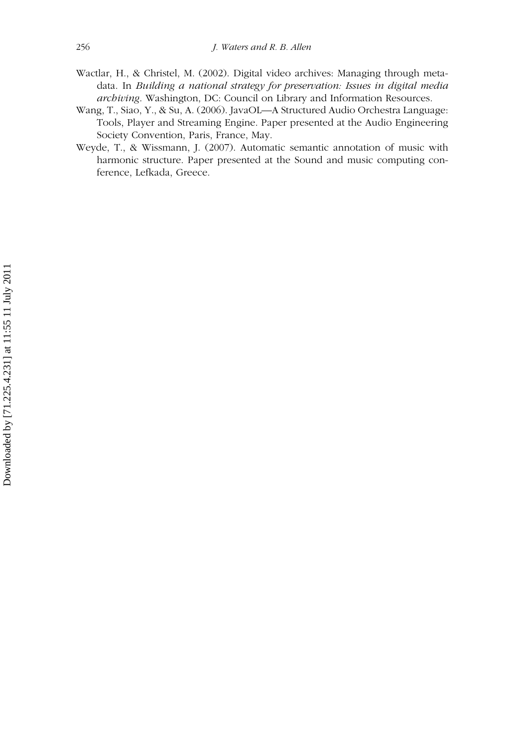Wactlar, H., & Christel, M. (2002). Digital video archives: Managing through metadata. In *Building a national strategy for preservation: Issues in digital media archiving*. Washington, DC: Council on Library and Information Resources.

Wang, T., Siao, Y., & Su, A. (2006). JavaOL—A Structured Audio Orchestra Language: Tools, Player and Streaming Engine. Paper presented at the Audio Engineering Society Convention, Paris, France, May.

Weyde, T., & Wissmann, J. (2007). Automatic semantic annotation of music with harmonic structure. Paper presented at the Sound and music computing conference, Lefkada, Greece.